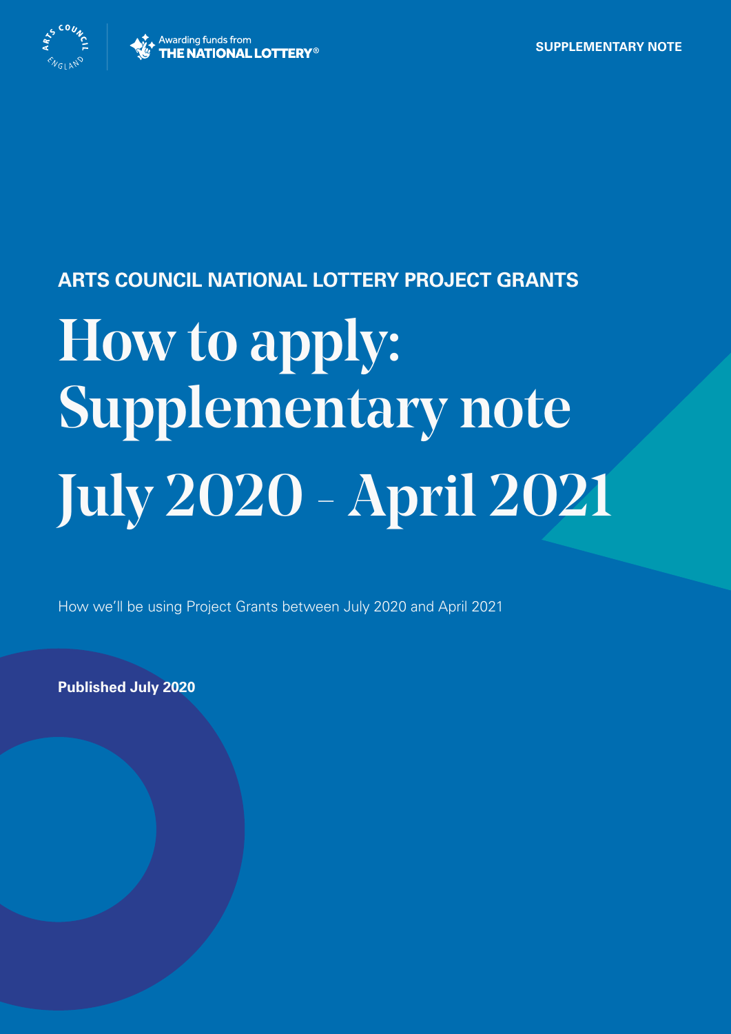SUPPLEMENTARY NOTE

ARTS COUNCIL NATIONAL LOTTERY PROJECT GRANTS

# How to apply: Supplementary note July 2020 – April 2021

How we'll be using Project Grants between July 2020 and April 2021

**Published July 2020**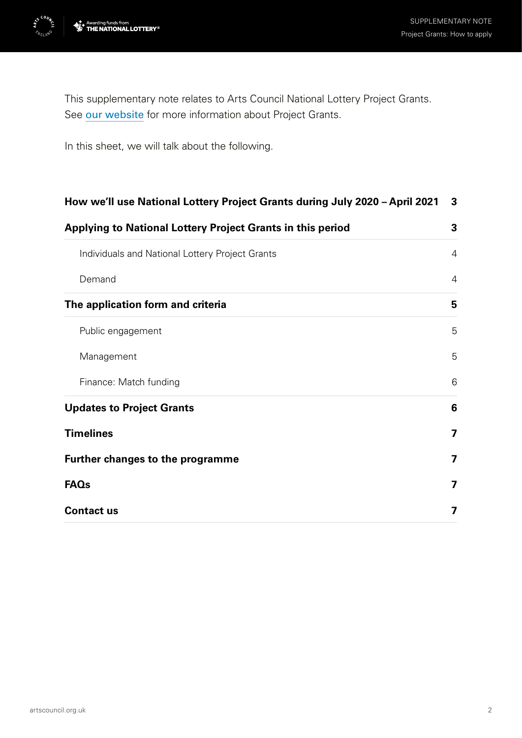This supplementary note relates to Arts Council National Lottery Project Grants. See [our website]() for more information about Project Grants.

In this sheet, we will talk about the following.

| | |
|---|---|
| **How we'll use National Lottery Project Grants during July 2020 – April 2021** | **3** |
| **Applying to National Lottery Project Grants in this period** | **3** |
| Individuals and National Lottery Project Grants | 4 |
| Demand | 4 |
| **The application form and criteria** | **5** |
| Public engagement | 5 |
| Management | 5 |
| Finance: Match funding | 6 |
| **Updates to Project Grants** | **6** |
| **Timelines** | **7** |
| **Further changes to the programme** | **7** |
| **FAQs** | **7** |
| **Contact us** | **7** |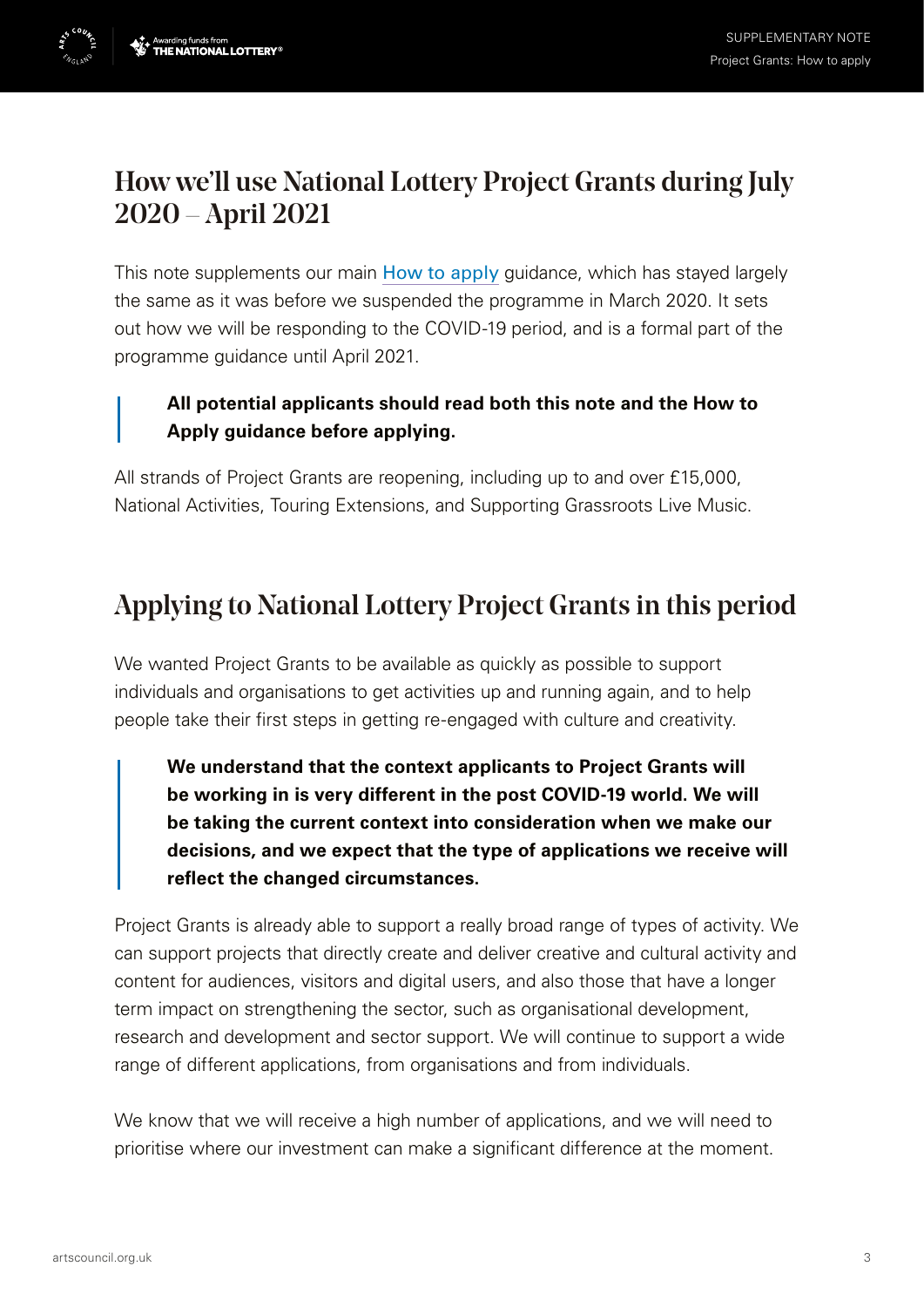## How we'll use National Lottery Project Grants during July 2020 – April 2021

This note supplements our main How to apply guidance, which has stayed largely the same as it was before we suspended the programme in March 2020. It sets out how we will be responding to the COVID-19 period, and is a formal part of the programme guidance until April 2021.

> **All potential applicants should read both this note and the How to Apply guidance before applying.**

All strands of Project Grants are reopening, including up to and over £15,000, National Activities, Touring Extensions, and Supporting Grassroots Live Music.

## Applying to National Lottery Project Grants in this period

We wanted Project Grants to be available as quickly as possible to support individuals and organisations to get activities up and running again, and to help people take their first steps in getting re-engaged with culture and creativity.

> **We understand that the context applicants to Project Grants will be working in is very different in the post COVID-19 world. We will be taking the current context into consideration when we make our decisions, and we expect that the type of applications we receive will reflect the changed circumstances.**

Project Grants is already able to support a really broad range of types of activity. We can support projects that directly create and deliver creative and cultural activity and content for audiences, visitors and digital users, and also those that have a longer term impact on strengthening the sector, such as organisational development, research and development and sector support. We will continue to support a wide range of different applications, from organisations and from individuals.

We know that we will receive a high number of applications, and we will need to prioritise where our investment can make a significant difference at the moment.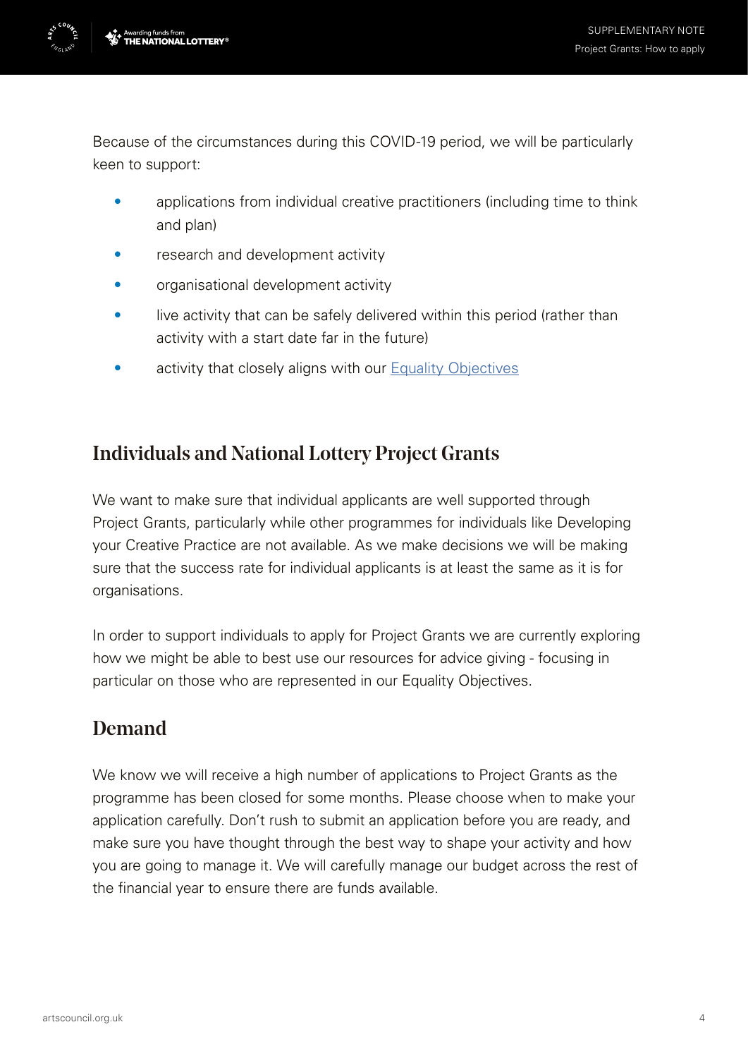Because of the circumstances during this COVID-19 period, we will be particularly keen to support:

- applications from individual creative practitioners (including time to think and plan)
- research and development activity
- organisational development activity
- live activity that can be safely delivered within this period (rather than activity with a start date far in the future)
- activity that closely aligns with our [Equality Objectives]()

## Individuals and National Lottery Project Grants

We want to make sure that individual applicants are well supported through Project Grants, particularly while other programmes for individuals like Developing your Creative Practice are not available. As we make decisions we will be making sure that the success rate for individual applicants is at least the same as it is for organisations.

In order to support individuals to apply for Project Grants we are currently exploring how we might be able to best use our resources for advice giving - focusing in particular on those who are represented in our Equality Objectives.

## Demand

We know we will receive a high number of applications to Project Grants as the programme has been closed for some months. Please choose when to make your application carefully. Don't rush to submit an application before you are ready, and make sure you have thought through the best way to shape your activity and how you are going to manage it. We will carefully manage our budget across the rest of the financial year to ensure there are funds available.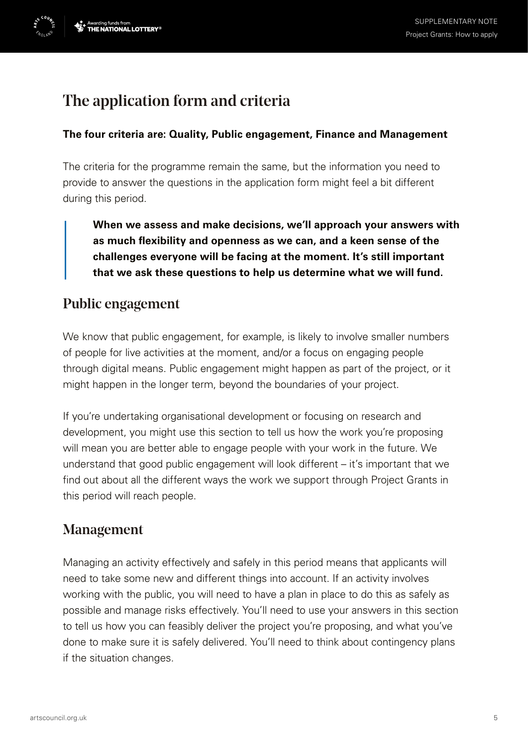## The application form and criteria

**The four criteria are: Quality, Public engagement, Finance and Management**

The criteria for the programme remain the same, but the information you need to provide to answer the questions in the application form might feel a bit different during this period.

> **When we assess and make decisions, we'll approach your answers with as much flexibility and openness as we can, and a keen sense of the challenges everyone will be facing at the moment. It's still important that we ask these questions to help us determine what we will fund.**

### Public engagement

We know that public engagement, for example, is likely to involve smaller numbers of people for live activities at the moment, and/or a focus on engaging people through digital means. Public engagement might happen as part of the project, or it might happen in the longer term, beyond the boundaries of your project.

If you're undertaking organisational development or focusing on research and development, you might use this section to tell us how the work you're proposing will mean you are better able to engage people with your work in the future. We understand that good public engagement will look different – it's important that we find out about all the different ways the work we support through Project Grants in this period will reach people.

### Management

Managing an activity effectively and safely in this period means that applicants will need to take some new and different things into account. If an activity involves working with the public, you will need to have a plan in place to do this as safely as possible and manage risks effectively. You'll need to use your answers in this section to tell us how you can feasibly deliver the project you're proposing, and what you've done to make sure it is safely delivered. You'll need to think about contingency plans if the situation changes.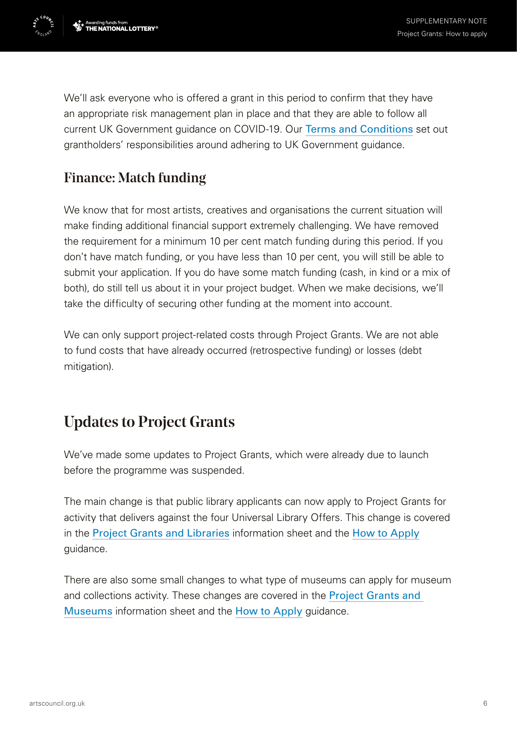We'll ask everyone who is offered a grant in this period to confirm that they have an appropriate risk management plan in place and that they are able to follow all current UK Government guidance on COVID-19. Our Terms and Conditions set out grantholders' responsibilities around adhering to UK Government guidance.

### Finance: Match funding

We know that for most artists, creatives and organisations the current situation will make finding additional financial support extremely challenging. We have removed the requirement for a minimum 10 per cent match funding during this period. If you don't have match funding, or you have less than 10 per cent, you will still be able to submit your application. If you do have some match funding (cash, in kind or a mix of both), do still tell us about it in your project budget. When we make decisions, we'll take the difficulty of securing other funding at the moment into account.

We can only support project-related costs through Project Grants. We are not able to fund costs that have already occurred (retrospective funding) or losses (debt mitigation).

## Updates to Project Grants

We've made some updates to Project Grants, which were already due to launch before the programme was suspended.

The main change is that public library applicants can now apply to Project Grants for activity that delivers against the four Universal Library Offers. This change is covered in the Project Grants and Libraries information sheet and the How to Apply guidance.

There are also some small changes to what type of museums can apply for museum and collections activity. These changes are covered in the Project Grants and Museums information sheet and the How to Apply guidance.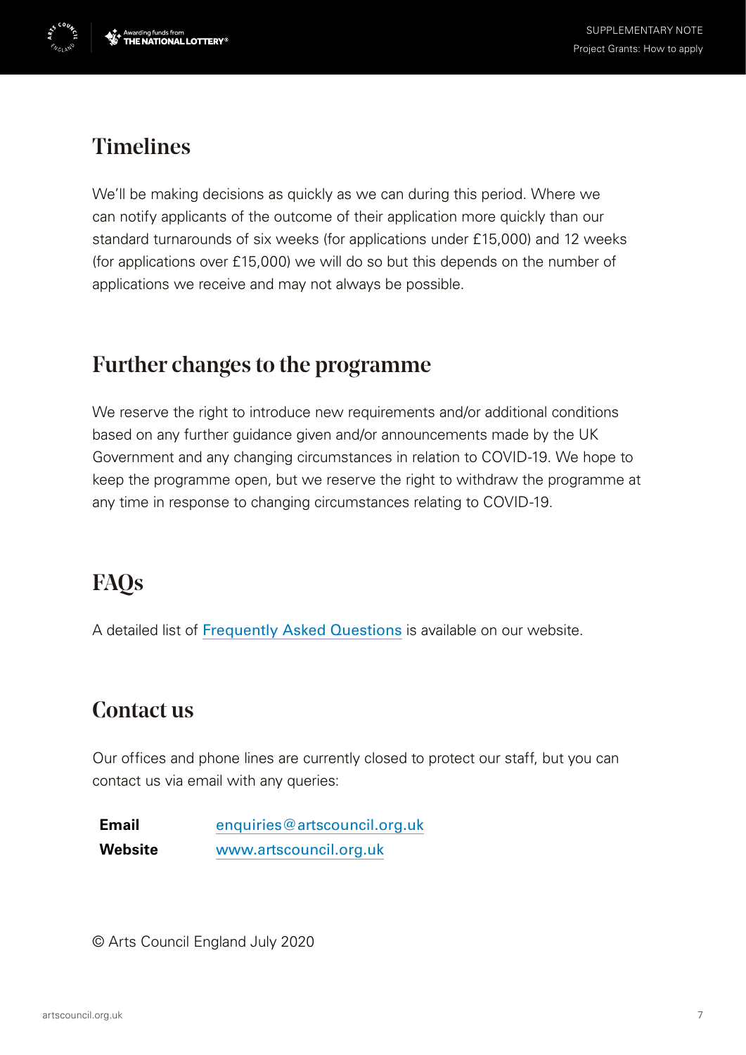## Timelines

We'll be making decisions as quickly as we can during this period. Where we can notify applicants of the outcome of their application more quickly than our standard turnarounds of six weeks (for applications under £15,000) and 12 weeks (for applications over £15,000) we will do so but this depends on the number of applications we receive and may not always be possible.

## Further changes to the programme

We reserve the right to introduce new requirements and/or additional conditions based on any further guidance given and/or announcements made by the UK Government and any changing circumstances in relation to COVID-19. We hope to keep the programme open, but we reserve the right to withdraw the programme at any time in response to changing circumstances relating to COVID-19.

## FAQs

A detailed list of Frequently Asked Questions is available on our website.

## Contact us

Our offices and phone lines are currently closed to protect our staff, but you can contact us via email with any queries:

**Email** enquiries@artscouncil.org.uk
**Website** www.artscouncil.org.uk

© Arts Council England July 2020